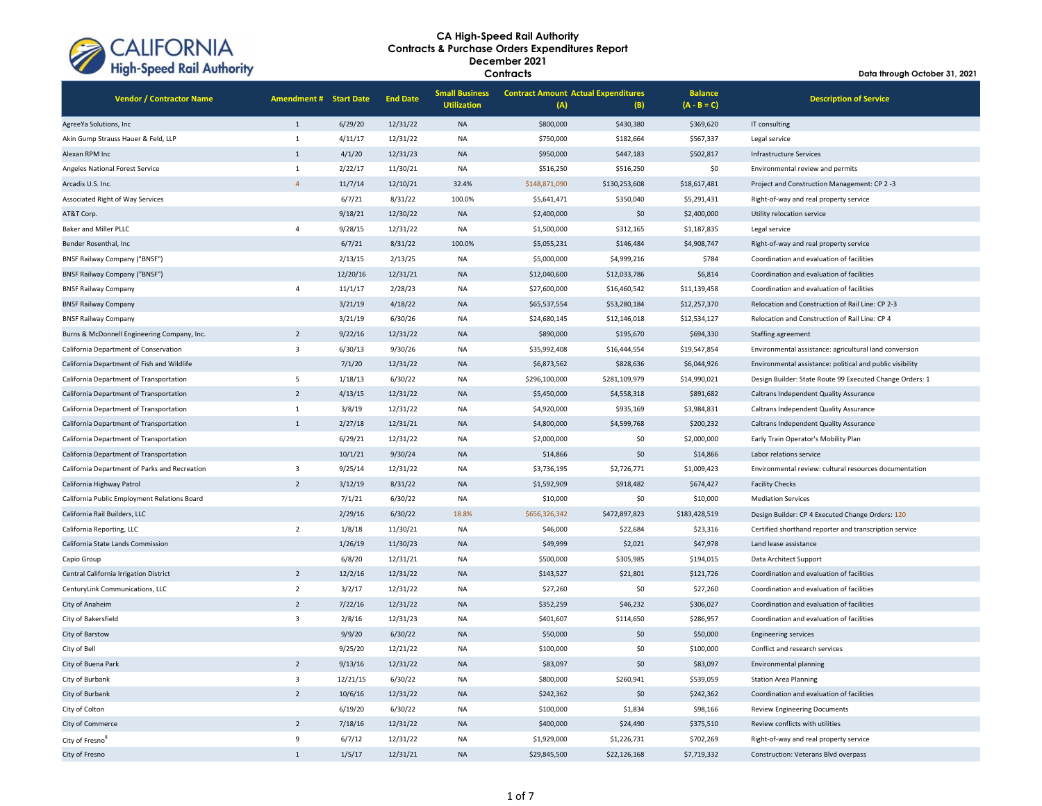# CA High-Speed Rail Authority
## Contracts & Purchase Orders Expenditures Report
## December 2021
## Contracts

Data through October 31, 2021

| Vendor / Contractor Name | Amendment # | Start Date | End Date | Small Business Utilization | Contract Amount (A) | Actual Expenditures (B) | Balance (A - B = C) | Description of Service |
|---|---|---|---|---|---|---|---|---|
| AgreeYa Solutions, Inc | 1 | 6/29/20 | 12/31/22 | NA | $800,000 | $430,380 | $369,620 | IT consulting |
| Akin Gump Strauss Hauer & Feld, LLP | 1 | 4/11/17 | 12/31/22 | NA | $750,000 | $182,664 | $567,337 | Legal service |
| Alexan RPM Inc | 1 | 4/1/20 | 12/31/23 | NA | $950,000 | $447,183 | $502,817 | Infrastructure Services |
| Angeles National Forest Service | 1 | 2/22/17 | 11/30/21 | NA | $516,250 | $516,250 | $0 | Environmental review and permits |
| Arcadis U.S. Inc. | 4 | 11/7/14 | 12/10/21 | 32.4% | $148,871,090 | $130,253,608 | $18,617,481 | Project and Construction Management: CP 2 -3 |
| Associated Right of Way Services | | 6/7/21 | 8/31/22 | 100.0% | $5,641,471 | $350,040 | $5,291,431 | Right-of-way and real property service |
| AT&T Corp. | | 9/18/21 | 12/30/22 | NA | $2,400,000 | $0 | $2,400,000 | Utility relocation service |
| Baker and Miller PLLC | 4 | 9/28/15 | 12/31/22 | NA | $1,500,000 | $312,165 | $1,187,835 | Legal service |
| Bender Rosenthal, Inc | | 6/7/21 | 8/31/22 | 100.0% | $5,055,231 | $146,484 | $4,908,747 | Right-of-way and real property service |
| BNSF Railway Company ("BNSF") | | 2/13/15 | 2/13/25 | NA | $5,000,000 | $4,999,216 | $784 | Coordination and evaluation of facilities |
| BNSF Railway Company ("BNSF") | | 12/20/16 | 12/31/21 | NA | $12,040,600 | $12,033,786 | $6,814 | Coordination and evaluation of facilities |
| BNSF Railway Company | 4 | 11/1/17 | 2/28/23 | NA | $27,600,000 | $16,460,542 | $11,139,458 | Coordination and evaluation of facilities |
| BNSF Railway Company | | 3/21/19 | 4/18/22 | NA | $65,537,554 | $53,280,184 | $12,257,370 | Relocation and Construction of Rail Line: CP 2-3 |
| BNSF Railway Company | | 3/21/19 | 6/30/26 | NA | $24,680,145 | $12,146,018 | $12,534,127 | Relocation and Construction of Rail Line: CP 4 |
| Burns & McDonnell Engineering Company, Inc. | 2 | 9/22/16 | 12/31/22 | NA | $890,000 | $195,670 | $694,330 | Staffing agreement |
| California Department of Conservation | 3 | 6/30/13 | 9/30/26 | NA | $35,992,408 | $16,444,554 | $19,547,854 | Environmental assistance: agricultural land conversion |
| California Department of Fish and Wildlife | | 7/1/20 | 12/31/22 | NA | $6,873,562 | $828,636 | $6,044,926 | Environmental assistance: political and public visibility |
| California Department of Transportation | 5 | 1/18/13 | 6/30/22 | NA | $296,100,000 | $281,109,979 | $14,990,021 | Design Builder: State Route 99 Executed Change Orders: 1 |
| California Department of Transportation | 2 | 4/13/15 | 12/31/22 | NA | $5,450,000 | $4,558,318 | $891,682 | Caltrans Independent Quality Assurance |
| California Department of Transportation | 1 | 3/8/19 | 12/31/22 | NA | $4,920,000 | $935,169 | $3,984,831 | Caltrans Independent Quality Assurance |
| California Department of Transportation | 1 | 2/27/18 | 12/31/21 | NA | $4,800,000 | $4,599,768 | $200,232 | Caltrans Independent Quality Assurance |
| California Department of Transportation | | 6/29/21 | 12/31/22 | NA | $2,000,000 | $0 | $2,000,000 | Early Train Operator's Mobility Plan |
| California Department of Transportation | | 10/1/21 | 9/30/24 | NA | $14,866 | $0 | $14,866 | Labor relations service |
| California Department of Parks and Recreation | 3 | 9/25/14 | 12/31/22 | NA | $3,736,195 | $2,726,771 | $1,009,423 | Environmental review: cultural resources documentation |
| California Highway Patrol | 2 | 3/12/19 | 8/31/22 | NA | $1,592,909 | $918,482 | $674,427 | Facility Checks |
| California Public Employment Relations Board | | 7/1/21 | 6/30/22 | NA | $10,000 | $0 | $10,000 | Mediation Services |
| California Rail Builders, LLC | | 2/29/16 | 6/30/22 | 18.8% | $656,326,342 | $472,897,823 | $183,428,519 | Design Builder: CP 4 Executed Change Orders: 120 |
| California Reporting, LLC | 2 | 1/8/18 | 11/30/21 | NA | $46,000 | $22,684 | $23,316 | Certified shorthand reporter and transcription service |
| California State Lands Commission | | 1/26/19 | 11/30/23 | NA | $49,999 | $2,021 | $47,978 | Land lease assistance |
| Capio Group | | 6/8/20 | 12/31/21 | NA | $500,000 | $305,985 | $194,015 | Data Architect Support |
| Central California Irrigation District | 2 | 12/2/16 | 12/31/22 | NA | $143,527 | $21,801 | $121,726 | Coordination and evaluation of facilities |
| CenturyLink Communications, LLC | 2 | 3/2/17 | 12/31/22 | NA | $27,260 | $0 | $27,260 | Coordination and evaluation of facilities |
| City of Anaheim | 2 | 7/22/16 | 12/31/22 | NA | $352,259 | $46,232 | $306,027 | Coordination and evaluation of facilities |
| City of Bakersfield | 3 | 2/8/16 | 12/31/23 | NA | $401,607 | $114,650 | $286,957 | Coordination and evaluation of facilities |
| City of Barstow | | 9/9/20 | 6/30/22 | NA | $50,000 | $0 | $50,000 | Engineering services |
| City of Bell | | 9/25/20 | 12/21/22 | NA | $100,000 | $0 | $100,000 | Conflict and research services |
| City of Buena Park | 2 | 9/13/16 | 12/31/22 | NA | $83,097 | $0 | $83,097 | Environmental planning |
| City of Burbank | 3 | 12/21/15 | 6/30/22 | NA | $800,000 | $260,941 | $539,059 | Station Area Planning |
| City of Burbank | 2 | 10/6/16 | 12/31/22 | NA | $242,362 | $0 | $242,362 | Coordination and evaluation of facilities |
| City of Colton | | 6/19/20 | 6/30/22 | NA | $100,000 | $1,834 | $98,166 | Review Engineering Documents |
| City of Commerce | 2 | 7/18/16 | 12/31/22 | NA | $400,000 | $24,490 | $375,510 | Review conflicts with utilities |
| City of Fresno[8] | 9 | 6/7/12 | 12/31/22 | NA | $1,929,000 | $1,226,731 | $702,269 | Right-of-way and real property service |
| City of Fresno | 1 | 1/5/17 | 12/31/21 | NA | $29,845,500 | $22,126,168 | $7,719,332 | Construction: Veterans Blvd overpass |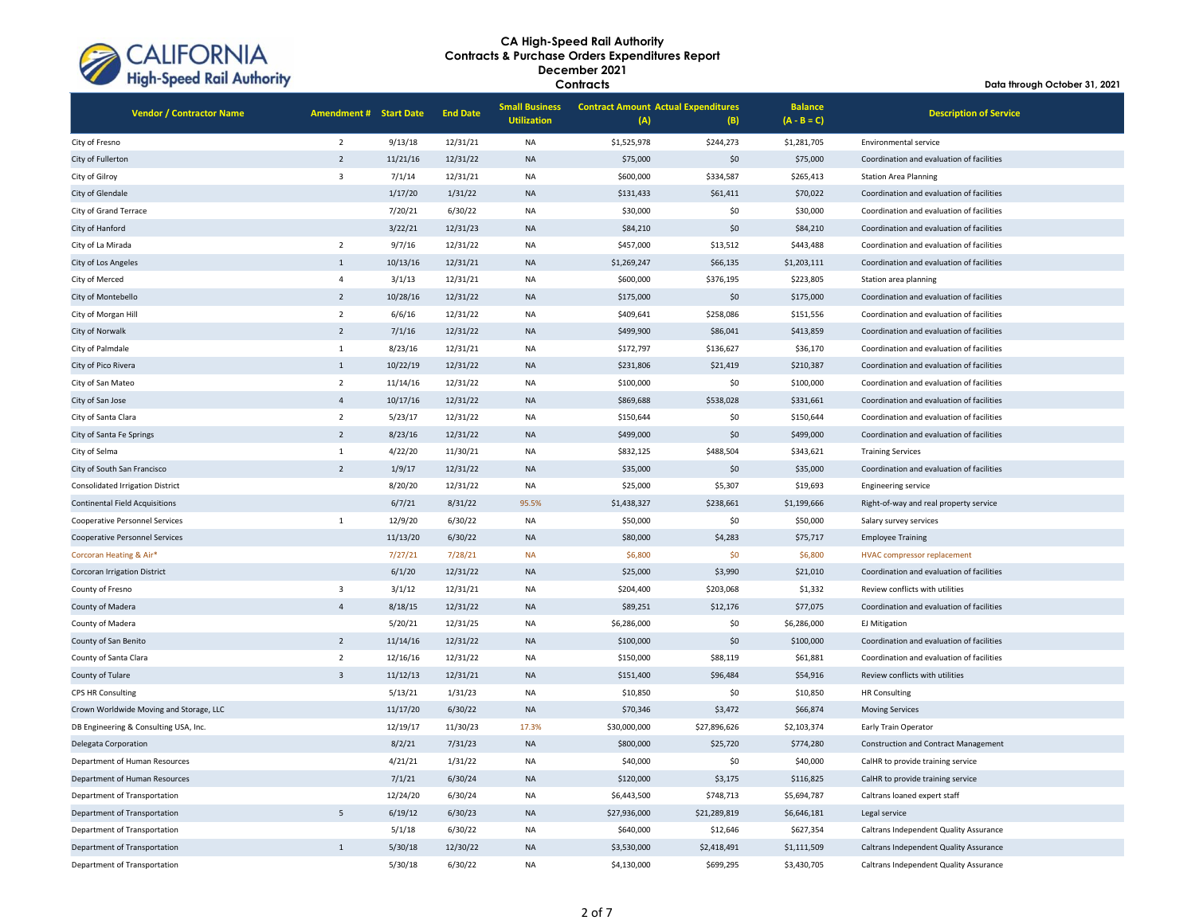# CA High-Speed Rail Authority
## Contracts & Purchase Orders Expenditures Report
## December 2021
## Contracts

Data through October 31, 2021

| Vendor / Contractor Name | Amendment # | Start Date | End Date | Small Business Utilization | Contract Amount (A) | Actual Expenditures (B) | Balance (A - B = C) | Description of Service |
|---|---|---|---|---|---|---|---|---|
| City of Fresno | 2 | 9/13/18 | 12/31/21 | NA | $1,525,978 | $244,273 | $1,281,705 | Environmental service |
| City of Fullerton | 2 | 11/21/16 | 12/31/22 | NA | $75,000 | $0 | $75,000 | Coordination and evaluation of facilities |
| City of Gilroy | 3 | 7/1/14 | 12/31/21 | NA | $600,000 | $334,587 | $265,413 | Station Area Planning |
| City of Glendale | | 1/17/20 | 1/31/22 | NA | $131,433 | $61,411 | $70,022 | Coordination and evaluation of facilities |
| City of Grand Terrace | | 7/20/21 | 6/30/22 | NA | $30,000 | $0 | $30,000 | Coordination and evaluation of facilities |
| City of Hanford | | 3/22/21 | 12/31/23 | NA | $84,210 | $0 | $84,210 | Coordination and evaluation of facilities |
| City of La Mirada | 2 | 9/7/16 | 12/31/22 | NA | $457,000 | $13,512 | $443,488 | Coordination and evaluation of facilities |
| City of Los Angeles | 1 | 10/13/16 | 12/31/21 | NA | $1,269,247 | $66,135 | $1,203,111 | Coordination and evaluation of facilities |
| City of Merced | 4 | 3/1/13 | 12/31/21 | NA | $600,000 | $376,195 | $223,805 | Station area planning |
| City of Montebello | 2 | 10/28/16 | 12/31/22 | NA | $175,000 | $0 | $175,000 | Coordination and evaluation of facilities |
| City of Morgan Hill | 2 | 6/6/16 | 12/31/22 | NA | $409,641 | $258,086 | $151,556 | Coordination and evaluation of facilities |
| City of Norwalk | 2 | 7/1/16 | 12/31/22 | NA | $499,900 | $86,041 | $413,859 | Coordination and evaluation of facilities |
| City of Palmdale | 1 | 8/23/16 | 12/31/21 | NA | $172,797 | $136,627 | $36,170 | Coordination and evaluation of facilities |
| City of Pico Rivera | 1 | 10/22/19 | 12/31/22 | NA | $231,806 | $21,419 | $210,387 | Coordination and evaluation of facilities |
| City of San Mateo | 2 | 11/14/16 | 12/31/22 | NA | $100,000 | $0 | $100,000 | Coordination and evaluation of facilities |
| City of San Jose | 4 | 10/17/16 | 12/31/22 | NA | $869,688 | $538,028 | $331,661 | Coordination and evaluation of facilities |
| City of Santa Clara | 2 | 5/23/17 | 12/31/22 | NA | $150,644 | $0 | $150,644 | Coordination and evaluation of facilities |
| City of Santa Fe Springs | 2 | 8/23/16 | 12/31/22 | NA | $499,000 | $0 | $499,000 | Coordination and evaluation of facilities |
| City of Selma | 1 | 4/22/20 | 11/30/21 | NA | $832,125 | $488,504 | $343,621 | Training Services |
| City of South San Francisco | 2 | 1/9/17 | 12/31/22 | NA | $35,000 | $0 | $35,000 | Coordination and evaluation of facilities |
| Consolidated Irrigation District | | 8/20/20 | 12/31/22 | NA | $25,000 | $5,307 | $19,693 | Engineering service |
| Continental Field Acquisitions | | 6/7/21 | 8/31/22 | 95.5% | $1,438,327 | $238,661 | $1,199,666 | Right-of-way and real property service |
| Cooperative Personnel Services | 1 | 12/9/20 | 6/30/22 | NA | $50,000 | $0 | $50,000 | Salary survey services |
| Cooperative Personnel Services | | 11/13/20 | 6/30/22 | NA | $80,000 | $4,283 | $75,717 | Employee Training |
| Corcoran Heating & Air* | | 7/27/21 | 7/28/21 | NA | $6,800 | $0 | $6,800 | HVAC compressor replacement |
| Corcoran Irrigation District | | 6/1/20 | 12/31/22 | NA | $25,000 | $3,990 | $21,010 | Coordination and evaluation of facilities |
| County of Fresno | 3 | 3/1/12 | 12/31/21 | NA | $204,400 | $203,068 | $1,332 | Review conflicts with utilities |
| County of Madera | 4 | 8/18/15 | 12/31/22 | NA | $89,251 | $12,176 | $77,075 | Coordination and evaluation of facilities |
| County of Madera | | 5/20/21 | 12/31/25 | NA | $6,286,000 | $0 | $6,286,000 | EJ Mitigation |
| County of San Benito | 2 | 11/14/16 | 12/31/22 | NA | $100,000 | $0 | $100,000 | Coordination and evaluation of facilities |
| County of Santa Clara | 2 | 12/16/16 | 12/31/22 | NA | $150,000 | $88,119 | $61,881 | Coordination and evaluation of facilities |
| County of Tulare | 3 | 11/12/13 | 12/31/21 | NA | $151,400 | $96,484 | $54,916 | Review conflicts with utilities |
| CPS HR Consulting | | 5/13/21 | 1/31/23 | NA | $10,850 | $0 | $10,850 | HR Consulting |
| Crown Worldwide Moving and Storage, LLC | | 11/17/20 | 6/30/22 | NA | $70,346 | $3,472 | $66,874 | Moving Services |
| DB Engineering & Consulting USA, Inc. | | 12/19/17 | 11/30/23 | 17.3% | $30,000,000 | $27,896,626 | $2,103,374 | Early Train Operator |
| Delegata Corporation | | 8/2/21 | 7/31/23 | NA | $800,000 | $25,720 | $774,280 | Construction and Contract Management |
| Department of Human Resources | | 4/21/21 | 1/31/22 | NA | $40,000 | $0 | $40,000 | CalHR to provide training service |
| Department of Human Resources | | 7/1/21 | 6/30/24 | NA | $120,000 | $3,175 | $116,825 | CalHR to provide training service |
| Department of Transportation | | 12/24/20 | 6/30/24 | NA | $6,443,500 | $748,713 | $5,694,787 | Caltrans loaned expert staff |
| Department of Transportation | 5 | 6/19/12 | 6/30/23 | NA | $27,936,000 | $21,289,819 | $6,646,181 | Legal service |
| Department of Transportation | | 5/1/18 | 6/30/22 | NA | $640,000 | $12,646 | $627,354 | Caltrans Independent Quality Assurance |
| Department of Transportation | 1 | 5/30/18 | 12/30/22 | NA | $3,530,000 | $2,418,491 | $1,111,509 | Caltrans Independent Quality Assurance |
| Department of Transportation | | 5/30/18 | 6/30/22 | NA | $4,130,000 | $699,295 | $3,430,705 | Caltrans Independent Quality Assurance |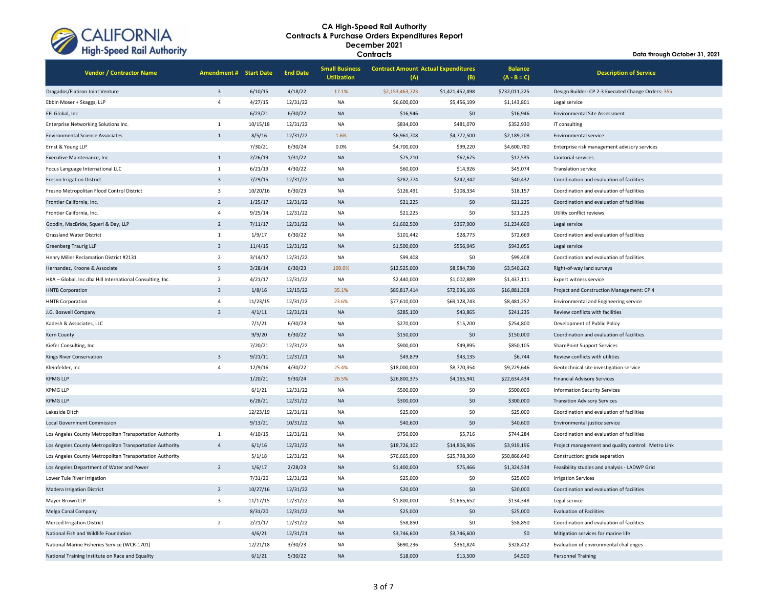# CA High-Speed Rail Authority
## Contracts & Purchase Orders Expenditures Report
### December 2021
### Contracts

Data through October 31, 2021

| Vendor / Contractor Name | Amendment # | Start Date | End Date | Small Business Utilization | Contract Amount (A) | Actual Expenditures (B) | Balance (A - B = C) | Description of Service |
|---|---|---|---|---|---|---|---|---|
| Dragados/Flatiron Joint Venture | 3 | 6/10/15 | 4/18/22 | 17.1% | $2,153,463,723 | $1,421,452,498 | $732,011,225 | Design Builder: CP 2-3 Executed Change Orders: 355 |
| Ebbin Moser + Skaggs, LLP | 4 | 4/27/15 | 12/31/22 | NA | $6,600,000 | $5,456,199 | $1,143,801 | Legal service |
| EFI Global, Inc | | 6/23/21 | 6/30/22 | NA | $16,946 | $0 | $16,946 | Environmental Site Assessment |
| Enterprise Networking Solutions Inc. | 1 | 10/15/18 | 12/31/22 | NA | $834,000 | $481,070 | $352,930 | IT consulting |
| Environmental Science Associates | 1 | 8/5/16 | 12/31/22 | 1.6% | $6,961,708 | $4,772,500 | $2,189,208 | Environmental service |
| Ernst & Young LLP | | 7/30/21 | 6/30/24 | 0.0% | $4,700,000 | $99,220 | $4,600,780 | Enterprise risk management advisory services |
| Executive Maintenance, Inc. | 1 | 2/26/19 | 1/31/22 | NA | $75,210 | $62,675 | $12,535 | Janitorial services |
| Focus Language International LLC | 1 | 6/21/19 | 4/30/22 | NA | $60,000 | $14,926 | $45,074 | Translation service |
| Fresno Irrigation District | 3 | 7/29/15 | 12/31/22 | NA | $282,774 | $242,342 | $40,432 | Coordination and evaluation of facilities |
| Fresno Metropolitan Flood Control District | 3 | 10/20/16 | 6/30/23 | NA | $126,491 | $108,334 | $18,157 | Coordination and evaluation of facilities |
| Frontier California, Inc. | 2 | 1/25/17 | 12/31/22 | NA | $21,225 | $0 | $21,225 | Coordination and evaluation of facilities |
| Frontier California, Inc. | 4 | 9/25/14 | 12/31/22 | NA | $21,225 | $0 | $21,225 | Utility conflict reviews |
| Goodin, MacBride, Squeri & Day, LLP | 2 | 7/11/17 | 12/31/22 | NA | $1,602,500 | $367,900 | $1,234,600 | Legal service |
| Grassland Water District | 1 | 1/9/17 | 6/30/22 | NA | $101,442 | $28,773 | $72,669 | Coordination and evaluation of facilities |
| Greenberg Traurig LLP | 3 | 11/4/15 | 12/31/22 | NA | $1,500,000 | $556,945 | $943,055 | Legal service |
| Henry Miller Reclamation District #2131 | 2 | 3/14/17 | 12/31/22 | NA | $99,408 | $0 | $99,408 | Coordination and evaluation of facilities |
| Hernandez, Kroone & Associate | 5 | 3/28/14 | 6/30/23 | 100.0% | $12,525,000 | $8,984,738 | $3,540,262 | Right-of-way land surveys |
| HKA – Global, Inc dba Hill International Consulting, Inc. | 2 | 4/21/17 | 12/31/22 | NA | $2,440,000 | $1,002,889 | $1,437,111 | Expert witness service |
| HNTB Corporation | 3 | 1/8/16 | 12/15/22 | 35.1% | $89,817,414 | $72,936,106 | $16,881,308 | Project and Construction Management: CP 4 |
| HNTB Corporation | 4 | 11/23/15 | 12/31/22 | 23.6% | $77,610,000 | $69,128,743 | $8,481,257 | Environmental and Engineering service |
| J.G. Boswell Company | 3 | 4/1/11 | 12/31/21 | NA | $285,100 | $43,865 | $241,235 | Review conflicts with facilities |
| Kadesh & Associates, LLC | | 7/1/21 | 6/30/23 | NA | $270,000 | $15,200 | $254,800 | Development of Public Policy |
| Kern County | | 9/9/20 | 6/30/22 | NA | $150,000 | $0 | $150,000 | Coordination and evaluation of facilities |
| Kiefer Consulting, Inc | | 7/20/21 | 12/31/22 | NA | $900,000 | $49,895 | $850,105 | SharePoint Support Services |
| Kings River Conservation | 3 | 9/21/11 | 12/31/21 | NA | $49,879 | $43,135 | $6,744 | Review conflicts with utilities |
| Kleinfelder, Inc | 4 | 12/9/16 | 4/30/22 | 25.4% | $18,000,000 | $8,770,354 | $9,229,646 | Geotechnical site investigation service |
| KPMG LLP | | 1/20/21 | 9/30/24 | 26.5% | $26,800,375 | $4,165,941 | $22,634,434 | Financial Advisory Services |
| KPMG LLP | | 6/1/21 | 12/31/22 | NA | $500,000 | $0 | $500,000 | Information Security Services |
| KPMG LLP | | 6/28/21 | 12/31/22 | NA | $300,000 | $0 | $300,000 | Transition Advisory Services |
| Lakeside Ditch | | 12/23/19 | 12/31/21 | NA | $25,000 | $0 | $25,000 | Coordination and evaluation of facilities |
| Local Government Commission | | 9/13/21 | 10/31/22 | NA | $40,600 | $0 | $40,600 | Environmental justice service |
| Los Angeles County Metropolitan Transportation Authority | 1 | 4/10/15 | 12/31/21 | NA | $750,000 | $5,716 | $744,284 | Coordination and evaluation of facilities |
| Los Angeles County Metropolitan Transportation Authority | 4 | 6/1/16 | 12/31/22 | NA | $18,726,102 | $14,806,906 | $3,919,196 | Project management and quality control: Metro Link |
| Los Angeles County Metropolitan Transportation Authority | | 5/1/18 | 12/31/23 | NA | $76,665,000 | $25,798,360 | $50,866,640 | Construction: grade separation |
| Los Angeles Department of Water and Power | 2 | 1/6/17 | 2/28/23 | NA | $1,400,000 | $75,466 | $1,324,534 | Feasibility studies and analysis - LADWP Grid |
| Lower Tule River Irrigation | | 7/31/20 | 12/31/22 | NA | $25,000 | $0 | $25,000 | Irrigation Services |
| Madera Irrigation District | 2 | 10/27/16 | 12/31/22 | NA | $20,000 | $0 | $20,000 | Coordination and evaluation of facilities |
| Mayer Brown LLP | 3 | 11/17/15 | 12/31/22 | NA | $1,800,000 | $1,665,652 | $134,348 | Legal service |
| Melga Canal Company | | 8/31/20 | 12/31/22 | NA | $25,000 | $0 | $25,000 | Evaluation of Facilities |
| Merced Irrigation District | 2 | 2/21/17 | 12/31/22 | NA | $58,850 | $0 | $58,850 | Coordination and evaluation of facilities |
| National Fish and Wildlife Foundation | | 4/6/21 | 12/31/21 | NA | $3,746,600 | $3,746,600 | $0 | Mitigation services for marine life |
| National Marine Fisheries Service (WCR-1701) | | 12/21/18 | 3/30/23 | NA | $690,236 | $361,824 | $328,412 | Evaluation of environmental challenges |
| National Training Institute on Race and Equality | | 6/1/21 | 5/30/22 | NA | $18,000 | $13,500 | $4,500 | Personnel Training |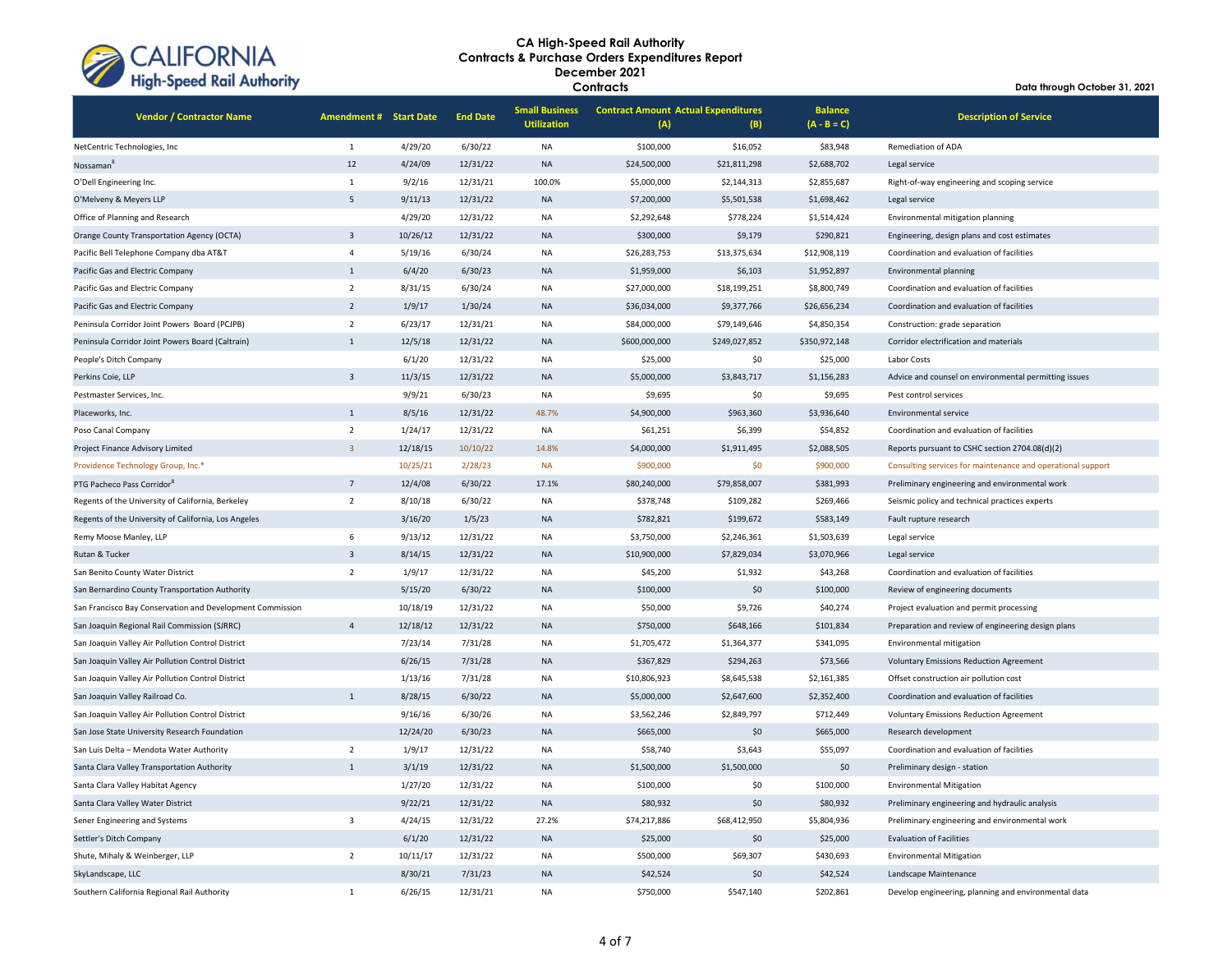# CA High-Speed Rail Authority
## Contracts & Purchase Orders Expenditures Report
## December 2021
## Contracts

Data through October 31, 2021

| Vendor / Contractor Name | Amendment # | Start Date | End Date | Small Business Utilization | Contract Amount (A) | Actual Expenditures (B) | Balance (A - B = C) | Description of Service |
|---|---|---|---|---|---|---|---|---|
| NetCentric Technologies, Inc | 1 | 4/29/20 | 6/30/22 | NA | $100,000 | $16,052 | $83,948 | Remediation of ADA |
| Nossaman[8] | 12 | 4/24/09 | 12/31/22 | NA | $24,500,000 | $21,811,298 | $2,688,702 | Legal service |
| O'Dell Engineering Inc. | 1 | 9/2/16 | 12/31/21 | 100.0% | $5,000,000 | $2,144,313 | $2,855,687 | Right-of-way engineering and scoping service |
| O'Melveny & Meyers LLP | 5 | 9/11/13 | 12/31/22 | NA | $7,200,000 | $5,501,538 | $1,698,462 | Legal service |
| Office of Planning and Research | | 4/29/20 | 12/31/22 | NA | $2,292,648 | $778,224 | $1,514,424 | Environmental mitigation planning |
| Orange County Transportation Agency (OCTA) | 3 | 10/26/12 | 12/31/22 | NA | $300,000 | $9,179 | $290,821 | Engineering, design plans and cost estimates |
| Pacific Bell Telephone Company dba AT&T | 4 | 5/19/16 | 6/30/24 | NA | $26,283,753 | $13,375,634 | $12,908,119 | Coordination and evaluation of facilities |
| Pacific Gas and Electric Company | 1 | 6/4/20 | 6/30/23 | NA | $1,959,000 | $6,103 | $1,952,897 | Environmental planning |
| Pacific Gas and Electric Company | 2 | 8/31/15 | 6/30/24 | NA | $27,000,000 | $18,199,251 | $8,800,749 | Coordination and evaluation of facilities |
| Pacific Gas and Electric Company | 2 | 1/9/17 | 1/30/24 | NA | $36,034,000 | $9,377,766 | $26,656,234 | Coordination and evaluation of facilities |
| Peninsula Corridor Joint Powers Board (PCJPB) | 2 | 6/23/17 | 12/31/21 | NA | $84,000,000 | $79,149,646 | $4,850,354 | Construction: grade separation |
| Peninsula Corridor Joint Powers Board (Caltrain) | 1 | 12/5/18 | 12/31/22 | NA | $600,000,000 | $249,027,852 | $350,972,148 | Corridor electrification and materials |
| People's Ditch Company | | 6/1/20 | 12/31/22 | NA | $25,000 | $0 | $25,000 | Labor Costs |
| Perkins Coie, LLP | 3 | 11/3/15 | 12/31/22 | NA | $5,000,000 | $3,843,717 | $1,156,283 | Advice and counsel on environmental permitting issues |
| Pestmaster Services, Inc. | | 9/9/21 | 6/30/23 | NA | $9,695 | $0 | $9,695 | Pest control services |
| Placeworks, Inc. | 1 | 8/5/16 | 12/31/22 | 48.7% | $4,900,000 | $963,360 | $3,936,640 | Environmental service |
| Poso Canal Company | 2 | 1/24/17 | 12/31/22 | NA | $61,251 | $6,399 | $54,852 | Coordination and evaluation of facilities |
| Project Finance Advisory Limited | 3 | 12/18/15 | 10/10/22 | 14.8% | $4,000,000 | $1,911,495 | $2,088,505 | Reports pursuant to CSHC section 2704.08(d)(2) |
| Providence Technology Group, Inc.* | | 10/25/21 | 2/28/23 | NA | $900,000 | $0 | $900,000 | Consulting services for maintenance and operational support |
| PTG Pacheco Pass Corridor[8] | 7 | 12/4/08 | 6/30/22 | 17.1% | $80,240,000 | $79,858,007 | $381,993 | Preliminary engineering and environmental work |
| Regents of the University of California, Berkeley | 2 | 8/10/18 | 6/30/22 | NA | $378,748 | $109,282 | $269,466 | Seismic policy and technical practices experts |
| Regents of the University of California, Los Angeles | | 3/16/20 | 1/5/23 | NA | $782,821 | $199,672 | $583,149 | Fault rupture research |
| Remy Moose Manley, LLP | 6 | 9/13/12 | 12/31/22 | NA | $3,750,000 | $2,246,361 | $1,503,639 | Legal service |
| Rutan & Tucker | 3 | 8/14/15 | 12/31/22 | NA | $10,900,000 | $7,829,034 | $3,070,966 | Legal service |
| San Benito County Water District | 2 | 1/9/17 | 12/31/22 | NA | $45,200 | $1,932 | $43,268 | Coordination and evaluation of facilities |
| San Bernardino County Transportation Authority | | 5/15/20 | 6/30/22 | NA | $100,000 | $0 | $100,000 | Review of engineering documents |
| San Francisco Bay Conservation and Development Commission | | 10/18/19 | 12/31/22 | NA | $50,000 | $9,726 | $40,274 | Project evaluation and permit processing |
| San Joaquin Regional Rail Commission (SJRRC) | 4 | 12/18/12 | 12/31/22 | NA | $750,000 | $648,166 | $101,834 | Preparation and review of engineering design plans |
| San Joaquin Valley Air Pollution Control District | | 7/23/14 | 7/31/28 | NA | $1,705,472 | $1,364,377 | $341,095 | Environmental mitigation |
| San Joaquin Valley Air Pollution Control District | | 6/26/15 | 7/31/28 | NA | $367,829 | $294,263 | $73,566 | Voluntary Emissions Reduction Agreement |
| San Joaquin Valley Air Pollution Control District | | 1/13/16 | 7/31/28 | NA | $10,806,923 | $8,645,538 | $2,161,385 | Offset construction air pollution cost |
| San Joaquin Valley Railroad Co. | 1 | 8/28/15 | 6/30/22 | NA | $5,000,000 | $2,647,600 | $2,352,400 | Coordination and evaluation of facilities |
| San Joaquin Valley Air Pollution Control District | | 9/16/16 | 6/30/26 | NA | $3,562,246 | $2,849,797 | $712,449 | Voluntary Emissions Reduction Agreement |
| San Jose State University Research Foundation | | 12/24/20 | 6/30/23 | NA | $665,000 | $0 | $665,000 | Research development |
| San Luis Delta – Mendota Water Authority | 2 | 1/9/17 | 12/31/22 | NA | $58,740 | $3,643 | $55,097 | Coordination and evaluation of facilities |
| Santa Clara Valley Transportation Authority | 1 | 3/1/19 | 12/31/22 | NA | $1,500,000 | $1,500,000 | $0 | Preliminary design - station |
| Santa Clara Valley Habitat Agency | | 1/27/20 | 12/31/22 | NA | $100,000 | $0 | $100,000 | Environmental Mitigation |
| Santa Clara Valley Water District | | 9/22/21 | 12/31/22 | NA | $80,932 | $0 | $80,932 | Preliminary engineering and hydraulic analysis |
| Sener Engineering and Systems | 3 | 4/24/15 | 12/31/22 | 27.2% | $74,217,886 | $68,412,950 | $5,804,936 | Preliminary engineering and environmental work |
| Settler's Ditch Company | | 6/1/20 | 12/31/22 | NA | $25,000 | $0 | $25,000 | Evaluation of Facilities |
| Shute, Mihaly & Weinberger, LLP | 2 | 10/11/17 | 12/31/22 | NA | $500,000 | $69,307 | $430,693 | Environmental Mitigation |
| SkyLandscape, LLC | | 8/30/21 | 7/31/23 | NA | $42,524 | $0 | $42,524 | Landscape Maintenance |
| Southern California Regional Rail Authority | 1 | 6/26/15 | 12/31/21 | NA | $750,000 | $547,140 | $202,861 | Develop engineering, planning and environmental data |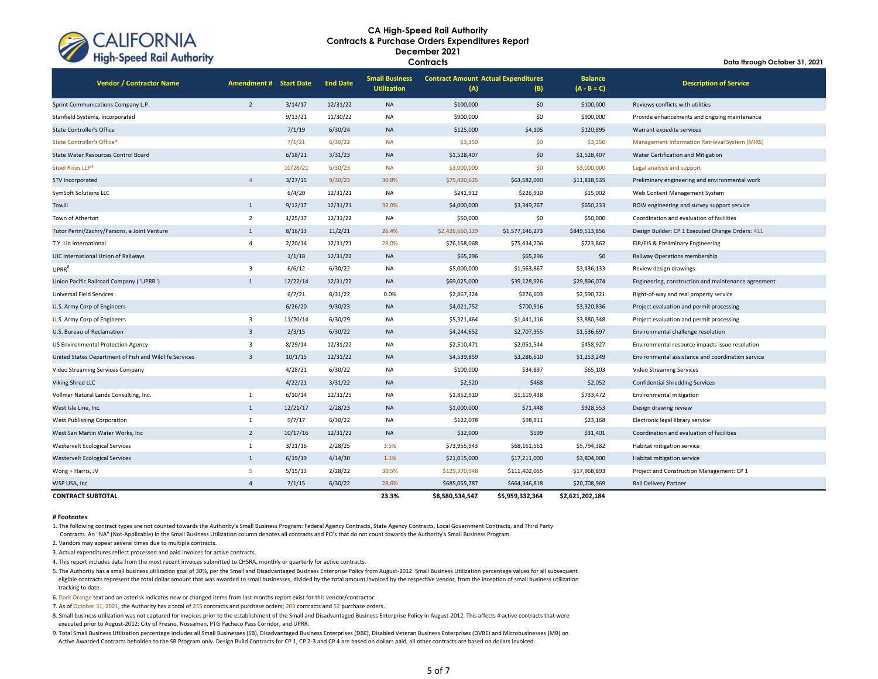# CA High-Speed Rail Authority
## Contracts & Purchase Orders Expenditures Report
## December 2021
## Contracts

**Data through October 31, 2021**

| Vendor / Contractor Name | Amendment # | Start Date | End Date | Small Business Utilization | Contract Amount (A) | Actual Expenditures (B) | Balance (A - B = C) | Description of Service |
|---|---|---|---|---|---|---|---|---|
| Sprint Communications Company L.P. | 2 | 3/14/17 | 12/31/22 | NA | $100,000 | $0 | $100,000 | Reviews conflicts with utilities |
| Stanfield Systems, Incorporated | | 9/13/21 | 11/30/22 | NA | $900,000 | $0 | $900,000 | Provide enhancements and ongoing maintenance |
| State Controller's Office | | 7/1/19 | 6/30/24 | NA | $125,000 | $4,105 | $120,895 | Warrant expedite services |
| State Controller's Office* | | 7/1/21 | 6/30/22 | NA | $3,350 | $0 | $3,350 | Management Information Retrieval System (MIRS) |
| State Water Resources Control Board | | 6/18/21 | 3/31/23 | NA | $1,528,407 | $0 | $1,528,407 | Water Certification and Mitigation |
| Stoel Rives LLP* | | 10/28/21 | 6/30/23 | NA | $3,000,000 | $0 | $3,000,000 | Legal analysis and support |
| STV Incorporated | 4 | 3/27/15 | 9/30/23 | 30.8% | $75,420,625 | $63,582,090 | $11,838,535 | Preliminary engineering and environmental work |
| SymSoft Solutions LLC | | 6/4/20 | 12/31/21 | NA | $241,912 | $226,910 | $15,002 | Web Content Management System |
| Towill | 1 | 9/12/17 | 12/31/21 | 32.0% | $4,000,000 | $3,349,767 | $650,233 | ROW engineering and survey support service |
| Town of Atherton | 2 | 1/25/17 | 12/31/22 | NA | $50,000 | $0 | $50,000 | Coordination and evaluation of facilities |
| Tutor Perini/Zachry/Parsons, a Joint Venture | 1 | 8/16/13 | 11/2/21 | 26.4% | $2,426,660,129 | $1,577,146,273 | $849,513,856 | Design Builder: CP 1 Executed Change Orders: 411 |
| T.Y. Lin International | 4 | 2/20/14 | 12/31/21 | 28.0% | $76,158,068 | $75,434,206 | $723,862 | EIR/EIS & Preliminary Engineering |
| UIC International Union of Railways | | 1/1/18 | 12/31/22 | NA | $65,296 | $65,296 | $0 | Railway Operations membership |
| UPRR[8] | 3 | 6/6/12 | 6/30/22 | NA | $5,000,000 | $1,563,867 | $3,436,133 | Review design drawings |
| Union Pacific Railroad Company ("UPRR") | 1 | 12/22/14 | 12/31/22 | NA | $69,025,000 | $39,128,926 | $29,896,074 | Engineering, construction and maintenance agreement |
| Universal Field Services | | 6/7/21 | 8/31/22 | 0.0% | $2,867,324 | $276,603 | $2,590,721 | Right-of-way and real property service |
| U.S. Army Corp of Engineers | | 6/26/20 | 9/30/23 | NA | $4,021,752 | $700,916 | $3,320,836 | Project evaluation and permit processing |
| U.S. Army Corp of Engineers | 3 | 11/20/14 | 6/30/29 | NA | $5,321,464 | $1,441,116 | $3,880,348 | Project evaluation and permit processing |
| U.S. Bureau of Reclamation | 3 | 2/3/15 | 6/30/22 | NA | $4,244,652 | $2,707,955 | $1,536,697 | Environmental challenge resolution |
| US Environmental Protection Agency | 3 | 8/29/14 | 12/31/22 | NA | $2,510,471 | $2,051,544 | $458,927 | Environmental resource impacts issue resolution |
| United States Department of Fish and Wildlife Services | 3 | 10/1/15 | 12/31/22 | NA | $4,539,859 | $3,286,610 | $1,253,249 | Environmental assistance and coordination service |
| Video Streaming Services Company | | 4/28/21 | 6/30/22 | NA | $100,000 | $34,897 | $65,103 | Video Streaming Services |
| Viking Shred LLC | | 4/22/21 | 3/31/22 | NA | $2,520 | $468 | $2,052 | Confidential Shredding Services |
| Vollmar Natural Lands Consulting, Inc. | 1 | 6/10/14 | 12/31/25 | NA | $1,852,910 | $1,119,438 | $733,472 | Environmental mitigation |
| West Isle Line, Inc. | 1 | 12/21/17 | 2/28/23 | NA | $1,000,000 | $71,448 | $928,553 | Design drawing review |
| West Publishing Corporation | 1 | 9/7/17 | 6/30/22 | NA | $122,078 | $98,911 | $23,168 | Electronic legal library service |
| West San Martin Water Works, Inc | 2 | 10/17/16 | 12/31/22 | NA | $32,000 | $599 | $31,401 | Coordination and evaluation of facilities |
| Westervelt Ecological Services | 1 | 3/21/16 | 2/28/25 | 3.5% | $73,955,943 | $68,161,561 | $5,794,382 | Habitat mitigation service |
| Westervelt Ecological Services | 1 | 6/19/19 | 4/14/30 | 1.1% | $21,015,000 | $17,211,000 | $3,804,000 | Habitat mitigation service |
| Wong + Harris, JV | 5 | 5/15/13 | 2/28/22 | 30.5% | $129,370,948 | $111,402,055 | $17,968,893 | Project and Construction Management: CP 1 |
| WSP USA, Inc. | 4 | 7/1/15 | 6/30/22 | 28.6% | $685,055,787 | $664,346,818 | $20,708,969 | Rail Delivery Partner |
| **CONTRACT SUBTOTAL** | | | | **23.3%** | **$8,580,534,547** | **$5,959,332,364** | **$2,621,202,184** | |

**# Footnotes**

1. The following contract types are not counted towards the Authority's Small Business Program: Federal Agency Contracts, State Agency Contracts, Local Government Contracts, and Third Party Contracts. An "NA" (Not-Applicable) in the Small Business Utilization column denotes all contracts and PO's that do not count towards the Authority's Small Business Program.
2. Vendors may appear several times due to multiple contracts.
3. Actual expenditures reflect processed and paid invoices for active contracts.
4. This report includes data from the most recent invoices submitted to CHSRA, monthly or quarterly for active contracts.
5. The Authority has a small business utilization goal of 30%, per the Small and Disadvantaged Business Enterprise Policy from August-2012. Small Business Utilization percentage values for all subsequent eligible contracts represent the total dollar amount that was awarded to small businesses, divided by the total amount invoiced by the respective vendor, from the inception of small business utilization tracking to date.
6. Dark Orange text and an asterisk indicates new or changed items from last months report exist for this vendor/contractor.
7. As of October 31, 2021, the Authority has a total of 255 contracts and purchase orders; 203 contracts and 52 purchase orders.
8. Small business utilization was not captured for invoices prior to the establishment of the Small and Disadvantaged Business Enterprise Policy in August-2012. This affects 4 active contracts that were executed prior to August-2012: City of Fresno, Nossaman, PTG Pacheco Pass Corridor, and UPRR.
9. Total Small Business Utilization percentage includes all Small Businesses (SB), Disadvantaged Business Enterprises (DBE), Disabled Veteran Business Enterprises (DVBE) and Microbusinesses (MB) on Active Awarded Contracts beholden to the SB Program only. Design Build Contracts for CP 1, CP 2-3 and CP 4 are based on dollars paid, all other contracts are based on dollars invoiced.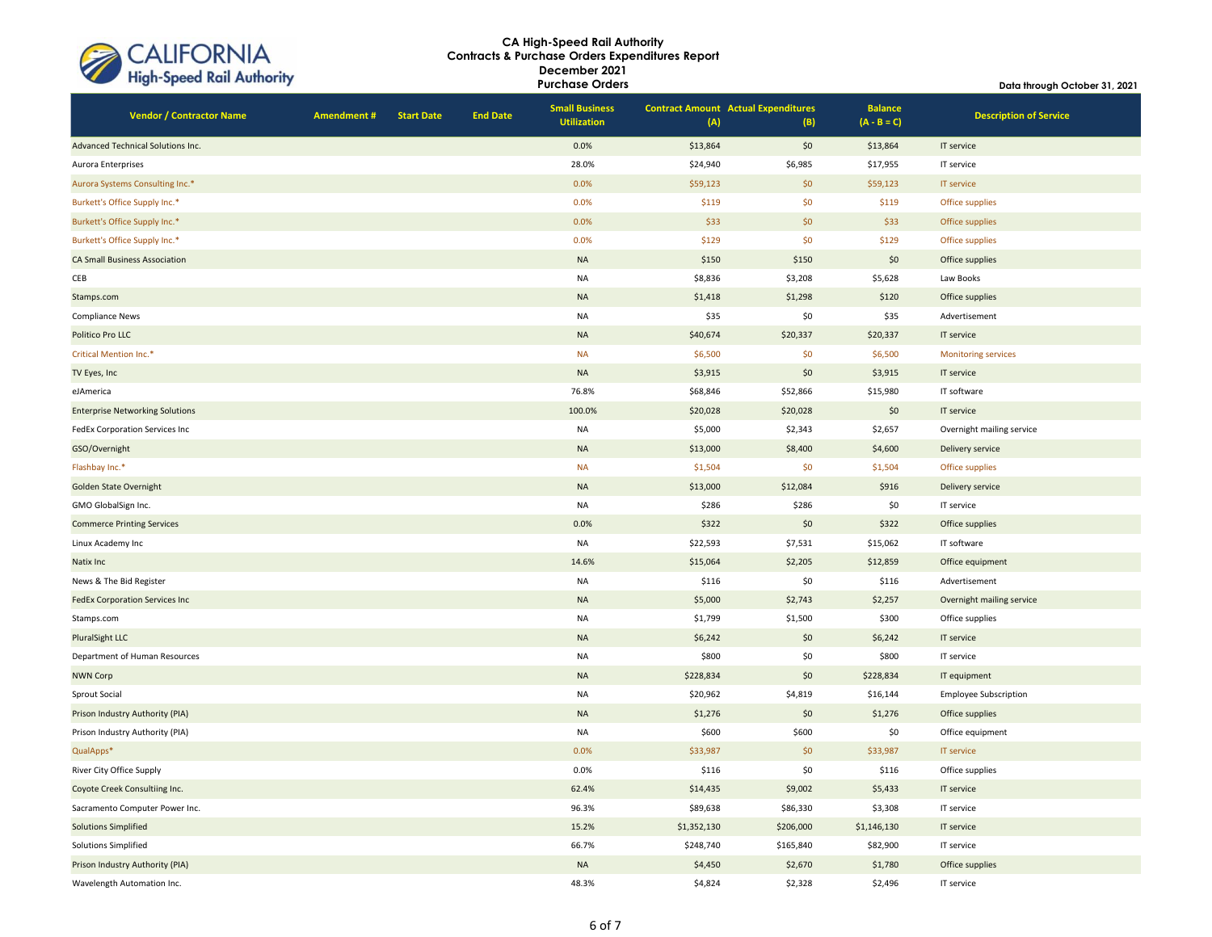# CA High-Speed Rail Authority
## Contracts & Purchase Orders Expenditures Report
## December 2021
## Purchase Orders

Data through October 31, 2021

| Vendor / Contractor Name | Amendment # | Start Date | End Date | Small Business Utilization | Contract Amount (A) | Actual Expenditures (B) | Balance (A - B = C) | Description of Service |
|---|---|---|---|---|---|---|---|---|
| Advanced Technical Solutions Inc. | | | | 0.0% | $13,864 | $0 | $13,864 | IT service |
| Aurora Enterprises | | | | 28.0% | $24,940 | $6,985 | $17,955 | IT service |
| Aurora Systems Consulting Inc.* | | | | 0.0% | $59,123 | $0 | $59,123 | IT service |
| Burkett's Office Supply Inc.* | | | | 0.0% | $119 | $0 | $119 | Office supplies |
| Burkett's Office Supply Inc.* | | | | 0.0% | $33 | $0 | $33 | Office supplies |
| Burkett's Office Supply Inc.* | | | | 0.0% | $129 | $0 | $129 | Office supplies |
| CA Small Business Association | | | | NA | $150 | $150 | $0 | Office supplies |
| CEB | | | | NA | $8,836 | $3,208 | $5,628 | Law Books |
| Stamps.com | | | | NA | $1,418 | $1,298 | $120 | Office supplies |
| Compliance News | | | | NA | $35 | $0 | $35 | Advertisement |
| Politico Pro LLC | | | | NA | $40,674 | $20,337 | $20,337 | IT service |
| Critical Mention Inc.* | | | | NA | $6,500 | $0 | $6,500 | Monitoring services |
| TV Eyes, Inc | | | | NA | $3,915 | $0 | $3,915 | IT service |
| eJAmerica | | | | 76.8% | $68,846 | $52,866 | $15,980 | IT software |
| Enterprise Networking Solutions | | | | 100.0% | $20,028 | $20,028 | $0 | IT service |
| FedEx Corporation Services Inc | | | | NA | $5,000 | $2,343 | $2,657 | Overnight mailing service |
| GSO/Overnight | | | | NA | $13,000 | $8,400 | $4,600 | Delivery service |
| Flashbay Inc.* | | | | NA | $1,504 | $0 | $1,504 | Office supplies |
| Golden State Overnight | | | | NA | $13,000 | $12,084 | $916 | Delivery service |
| GMO GlobalSign Inc. | | | | NA | $286 | $286 | $0 | IT service |
| Commerce Printing Services | | | | 0.0% | $322 | $0 | $322 | Office supplies |
| Linux Academy Inc | | | | NA | $22,593 | $7,531 | $15,062 | IT software |
| Natix Inc | | | | 14.6% | $15,064 | $2,205 | $12,859 | Office equipment |
| News & The Bid Register | | | | NA | $116 | $0 | $116 | Advertisement |
| FedEx Corporation Services Inc | | | | NA | $5,000 | $2,743 | $2,257 | Overnight mailing service |
| Stamps.com | | | | NA | $1,799 | $1,500 | $300 | Office supplies |
| PluralSight LLC | | | | NA | $6,242 | $0 | $6,242 | IT service |
| Department of Human Resources | | | | NA | $800 | $0 | $800 | IT service |
| NWN Corp | | | | NA | $228,834 | $0 | $228,834 | IT equipment |
| Sprout Social | | | | NA | $20,962 | $4,819 | $16,144 | Employee Subscription |
| Prison Industry Authority (PIA) | | | | NA | $1,276 | $0 | $1,276 | Office supplies |
| Prison Industry Authority (PIA) | | | | NA | $600 | $600 | $0 | Office equipment |
| QualApps* | | | | 0.0% | $33,987 | $0 | $33,987 | IT service |
| River City Office Supply | | | | 0.0% | $116 | $0 | $116 | Office supplies |
| Coyote Creek Consultiing Inc. | | | | 62.4% | $14,435 | $9,002 | $5,433 | IT service |
| Sacramento Computer Power Inc. | | | | 96.3% | $89,638 | $86,330 | $3,308 | IT service |
| Solutions Simplified | | | | 15.2% | $1,352,130 | $206,000 | $1,146,130 | IT service |
| Solutions Simplified | | | | 66.7% | $248,740 | $165,840 | $82,900 | IT service |
| Prison Industry Authority (PIA) | | | | NA | $4,450 | $2,670 | $1,780 | Office supplies |
| Wavelength Automation Inc. | | | | 48.3% | $4,824 | $2,328 | $2,496 | IT service |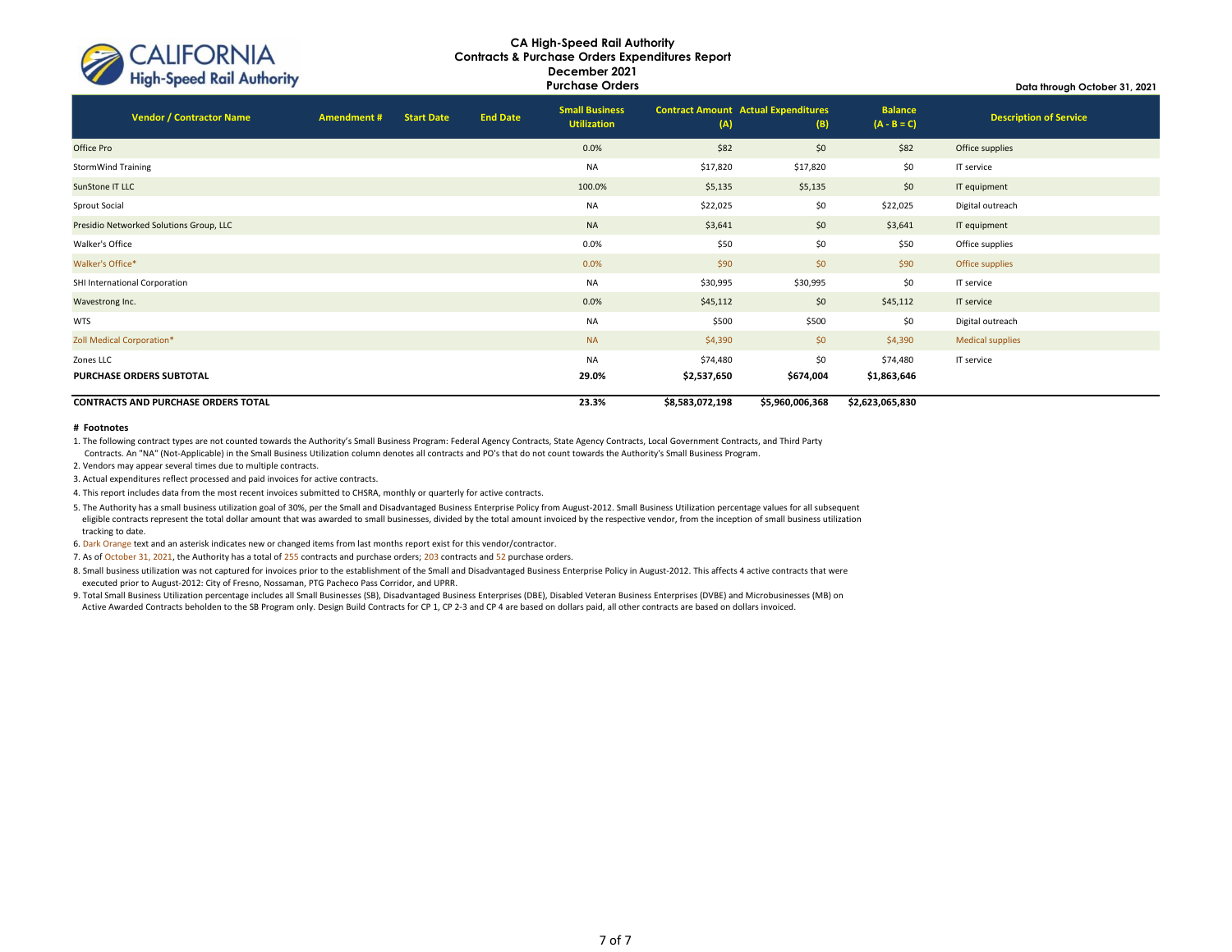**CA High-Speed Rail Authority**
**Contracts & Purchase Orders Expenditures Report**
**December 2021**
**Purchase Orders**

**Data through October 31, 2021**

| Vendor / Contractor Name | Amendment # | Start Date | End Date | Small Business Utilization | Contract Amount (A) | Actual Expenditures (B) | Balance (A - B = C) | Description of Service |
|---|---|---|---|---|---|---|---|---|
| Office Pro | | | | 0.0% | $82 | $0 | $82 | Office supplies |
| StormWind Training | | | | NA | $17,820 | $17,820 | $0 | IT service |
| SunStone IT LLC | | | | 100.0% | $5,135 | $5,135 | $0 | IT equipment |
| Sprout Social | | | | NA | $22,025 | $0 | $22,025 | Digital outreach |
| Presidio Networked Solutions Group, LLC | | | | NA | $3,641 | $0 | $3,641 | IT equipment |
| Walker's Office | | | | 0.0% | $50 | $0 | $50 | Office supplies |
| Walker's Office* | | | | 0.0% | $90 | $0 | $90 | Office supplies |
| SHI International Corporation | | | | NA | $30,995 | $30,995 | $0 | IT service |
| Wavestrong Inc. | | | | 0.0% | $45,112 | $0 | $45,112 | IT service |
| WTS | | | | NA | $500 | $500 | $0 | Digital outreach |
| Zoll Medical Corporation* | | | | NA | $4,390 | $0 | $4,390 | Medical supplies |
| Zones LLC | | | | NA | $74,480 | $0 | $74,480 | IT service |
| **PURCHASE ORDERS SUBTOTAL** | | | | **29.0%** | **$2,537,650** | **$674,004** | **$1,863,646** | |
| **CONTRACTS AND PURCHASE ORDERS TOTAL** | | | | **23.3%** | **$8,583,072,198** | **$5,960,006,368** | **$2,623,065,830** | |

**# Footnotes**

1. The following contract types are not counted towards the Authority's Small Business Program: Federal Agency Contracts, State Agency Contracts, Local Government Contracts, and Third Party Contracts. An "NA" (Not-Applicable) in the Small Business Utilization column denotes all contracts and PO's that do not count towards the Authority's Small Business Program.
2. Vendors may appear several times due to multiple contracts.
3. Actual expenditures reflect processed and paid invoices for active contracts.
4. This report includes data from the most recent invoices submitted to CHSRA, monthly or quarterly for active contracts.
5. The Authority has a small business utilization goal of 30%, per the Small and Disadvantaged Business Enterprise Policy from August-2012. Small Business Utilization percentage values for all subsequent eligible contracts represent the total dollar amount that was awarded to small businesses, divided by the total amount invoiced by the respective vendor, from the inception of small business utilization tracking to date.
6. Dark Orange text and an asterisk indicates new or changed items from last months report exist for this vendor/contractor.
7. As of October 31, 2021, the Authority has a total of 255 contracts and purchase orders; 203 contracts and 52 purchase orders.
8. Small business utilization was not captured for invoices prior to the establishment of the Small and Disadvantaged Business Enterprise Policy in August-2012. This affects 4 active contracts that were executed prior to August-2012: City of Fresno, Nossaman, PTG Pacheco Pass Corridor, and UPRR.
9. Total Small Business Utilization percentage includes all Small Businesses (SB), Disadvantaged Business Enterprises (DBE), Disabled Veteran Business Enterprises (DVBE) and Microbusinesses (MB) on Active Awarded Contracts beholden to the SB Program only. Design Build Contracts for CP 1, CP 2-3 and CP 4 are based on dollars paid, all other contracts are based on dollars invoiced.